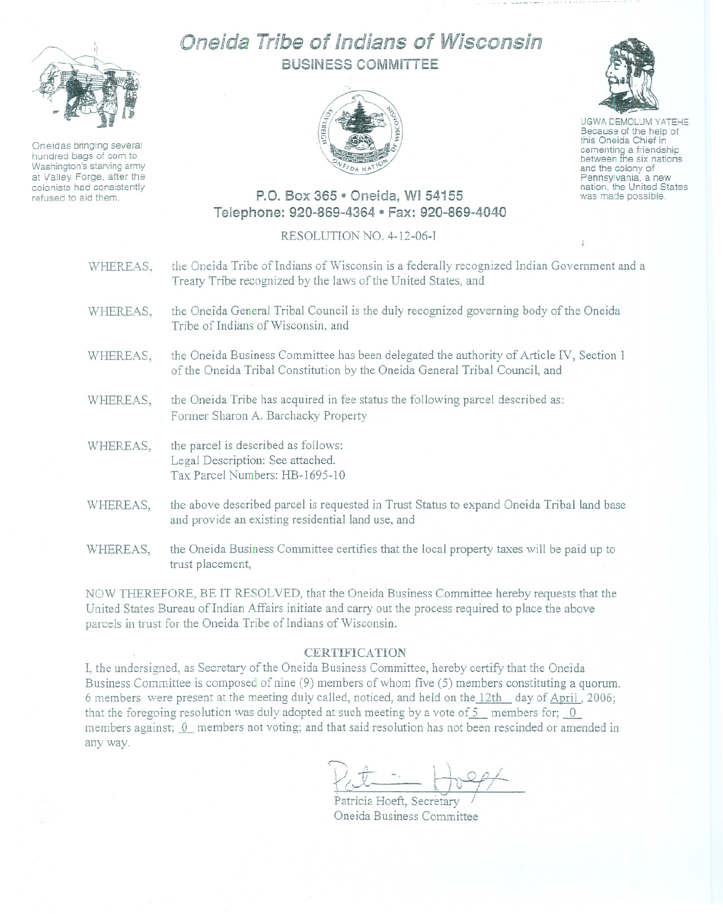Oneidas bringing several hundred bags of corn to Washington's starving army at Valley Forge, after the colonists had consistently refused to aid them.

# Oneida Tribe of Indians of Wisconsin

## BUSINESS COMMITTEE

UGWA DEMOLUM YATEHE
Because of the help of this Oneida Chief in cementing a friendship between the six nations and the colony of Pennsylvania, a new nation, the United States was made possible.

**P.O. Box 365 • Oneida, WI 54155**
**Telephone: 920-869-4364 • Fax: 920-869-4040**

RESOLUTION NO. 4-12-06-I

WHEREAS, the Oneida Tribe of Indians of Wisconsin is a federally recognized Indian Government and a Treaty Tribe recognized by the laws of the United States, and

WHEREAS, the Oneida General Tribal Council is the duly recognized governing body of the Oneida Tribe of Indians of Wisconsin, and

WHEREAS, the Oneida Business Committee has been delegated the authority of Article IV, Section 1 of the Oneida Tribal Constitution by the Oneida General Tribal Council, and

WHEREAS, the Oneida Tribe has acquired in fee status the following parcel described as:
Former Sharon A. Barchacky Property

WHEREAS, the parcel is described as follows:
Legal Description: See attached.
Tax Parcel Numbers: HB-1695-10

WHEREAS, the above described parcel is requested in Trust Status to expand Oneida Tribal land base and provide an existing residential land use, and

WHEREAS, the Oneida Business Committee certifies that the local property taxes will be paid up to trust placement,

NOW THEREFORE, BE IT RESOLVED, that the Oneida Business Committee hereby requests that the United States Bureau of Indian Affairs initiate and carry out the process required to place the above parcels in trust for the Oneida Tribe of Indians of Wisconsin.

### CERTIFICATION

I, the undersigned, as Secretary of the Oneida Business Committee, hereby certify that the Oneida Business Committee is composed of nine (9) members of whom five (5) members constituting a quorum. 6 members were present at the meeting duly called, noticed, and held on the 12th day of April, 2006; that the foregoing resolution was duly adopted at such meeting by a vote of 5 members for; 0 members against; 0 members not voting; and that said resolution has not been rescinded or amended in any way.

Patricia Hoeft, Secretary
Oneida Business Committee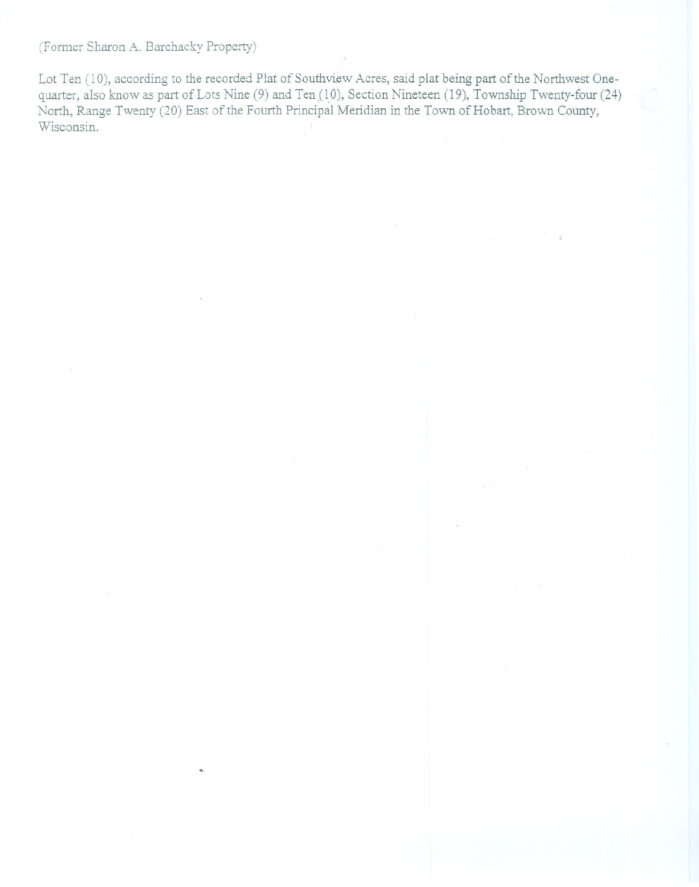(Former Sharon A. Barchacky Property)

Lot Ten (10), according to the recorded Plat of Southview Acres, said plat being part of the Northwest One-quarter, also know as part of Lots Nine (9) and Ten (10), Section Nineteen (19), Township Twenty-four (24) North, Range Twenty (20) East of the Fourth Principal Meridian in the Town of Hobart, Brown County, Wisconsin.